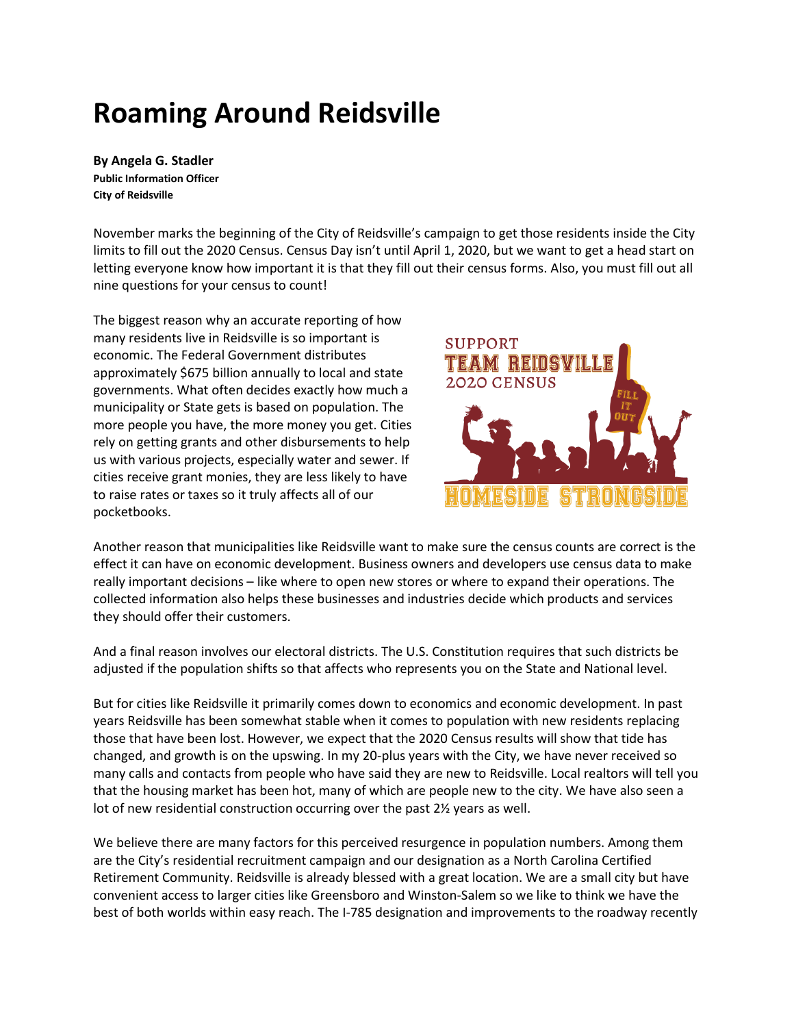# Roaming Around Reidsville

**By Angela G. Stadler**
**Public Information Officer**
**City of Reidsville**

November marks the beginning of the City of Reidsville's campaign to get those residents inside the City limits to fill out the 2020 Census. Census Day isn't until April 1, 2020, but we want to get a head start on letting everyone know how important it is that they fill out their census forms. Also, you must fill out all nine questions for your census to count!

The biggest reason why an accurate reporting of how many residents live in Reidsville is so important is economic. The Federal Government distributes approximately $675 billion annually to local and state governments. What often decides exactly how much a municipality or State gets is based on population. The more people you have, the more money you get. Cities rely on getting grants and other disbursements to help us with various projects, especially water and sewer. If cities receive grant monies, they are less likely to have to raise rates or taxes so it truly affects all of our pocketbooks.

Another reason that municipalities like Reidsville want to make sure the census counts are correct is the effect it can have on economic development. Business owners and developers use census data to make really important decisions – like where to open new stores or where to expand their operations. The collected information also helps these businesses and industries decide which products and services they should offer their customers.

And a final reason involves our electoral districts. The U.S. Constitution requires that such districts be adjusted if the population shifts so that affects who represents you on the State and National level.

But for cities like Reidsville it primarily comes down to economics and economic development. In past years Reidsville has been somewhat stable when it comes to population with new residents replacing those that have been lost. However, we expect that the 2020 Census results will show that tide has changed, and growth is on the upswing. In my 20-plus years with the City, we have never received so many calls and contacts from people who have said they are new to Reidsville. Local realtors will tell you that the housing market has been hot, many of which are people new to the city. We have also seen a lot of new residential construction occurring over the past 2½ years as well.

We believe there are many factors for this perceived resurgence in population numbers. Among them are the City's residential recruitment campaign and our designation as a North Carolina Certified Retirement Community. Reidsville is already blessed with a great location. We are a small city but have convenient access to larger cities like Greensboro and Winston-Salem so we like to think we have the best of both worlds within easy reach. The I-785 designation and improvements to the roadway recently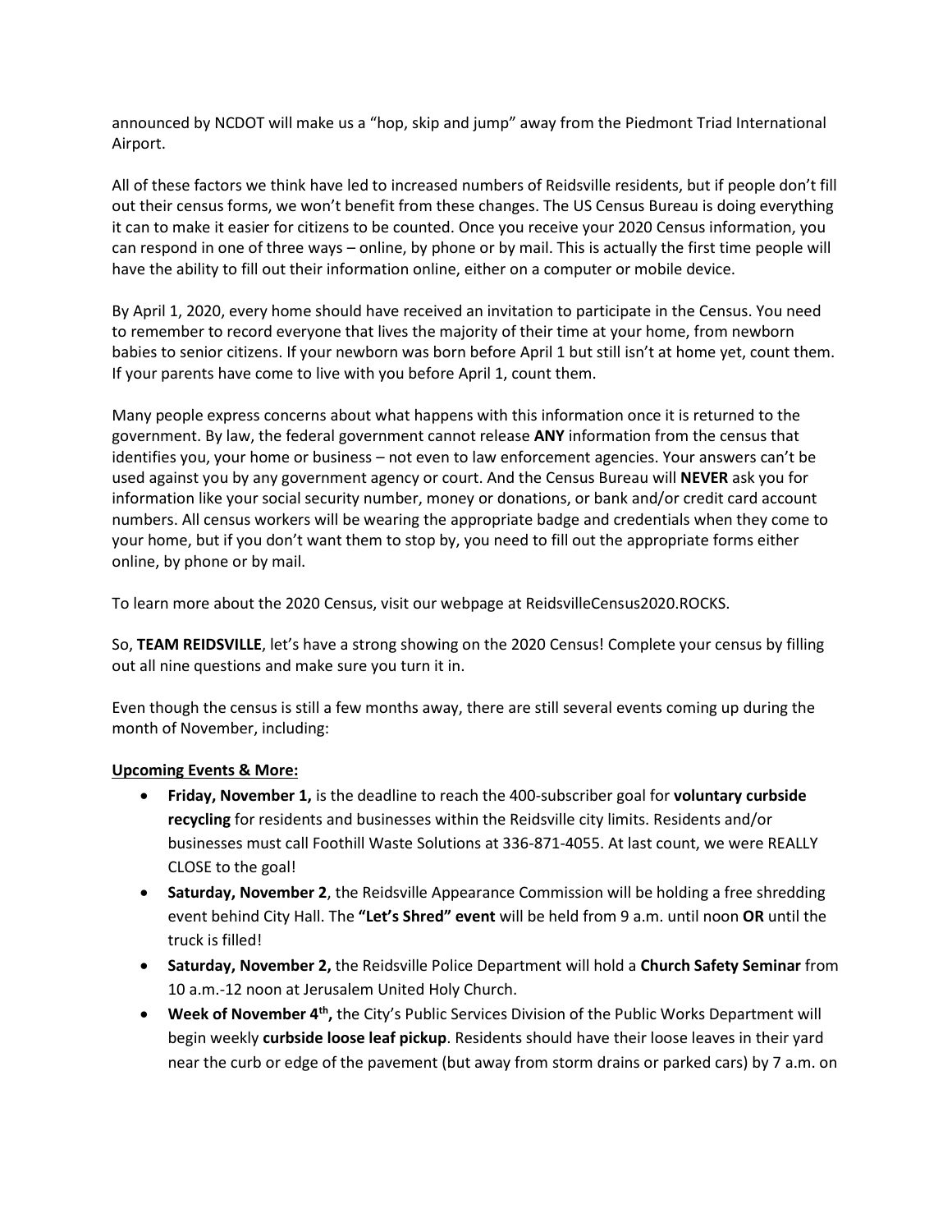announced by NCDOT will make us a "hop, skip and jump" away from the Piedmont Triad International Airport.

All of these factors we think have led to increased numbers of Reidsville residents, but if people don't fill out their census forms, we won't benefit from these changes. The US Census Bureau is doing everything it can to make it easier for citizens to be counted. Once you receive your 2020 Census information, you can respond in one of three ways – online, by phone or by mail. This is actually the first time people will have the ability to fill out their information online, either on a computer or mobile device.

By April 1, 2020, every home should have received an invitation to participate in the Census. You need to remember to record everyone that lives the majority of their time at your home, from newborn babies to senior citizens. If your newborn was born before April 1 but still isn't at home yet, count them. If your parents have come to live with you before April 1, count them.

Many people express concerns about what happens with this information once it is returned to the government. By law, the federal government cannot release **ANY** information from the census that identifies you, your home or business – not even to law enforcement agencies. Your answers can't be used against you by any government agency or court. And the Census Bureau will **NEVER** ask you for information like your social security number, money or donations, or bank and/or credit card account numbers. All census workers will be wearing the appropriate badge and credentials when they come to your home, but if you don't want them to stop by, you need to fill out the appropriate forms either online, by phone or by mail.

To learn more about the 2020 Census, visit our webpage at ReidsvilleCensus2020.ROCKS.

So, **TEAM REIDSVILLE**, let's have a strong showing on the 2020 Census! Complete your census by filling out all nine questions and make sure you turn it in.

Even though the census is still a few months away, there are still several events coming up during the month of November, including:

**Upcoming Events & More:**

- **Friday, November 1,** is the deadline to reach the 400-subscriber goal for **voluntary curbside recycling** for residents and businesses within the Reidsville city limits. Residents and/or businesses must call Foothill Waste Solutions at 336-871-4055. At last count, we were REALLY CLOSE to the goal!
- **Saturday, November 2**, the Reidsville Appearance Commission will be holding a free shredding event behind City Hall. The **"Let's Shred" event** will be held from 9 a.m. until noon **OR** until the truck is filled!
- **Saturday, November 2,** the Reidsville Police Department will hold a **Church Safety Seminar** from 10 a.m.-12 noon at Jerusalem United Holy Church.
- **Week of November 4th,** the City's Public Services Division of the Public Works Department will begin weekly **curbside loose leaf pickup**. Residents should have their loose leaves in their yard near the curb or edge of the pavement (but away from storm drains or parked cars) by 7 a.m. on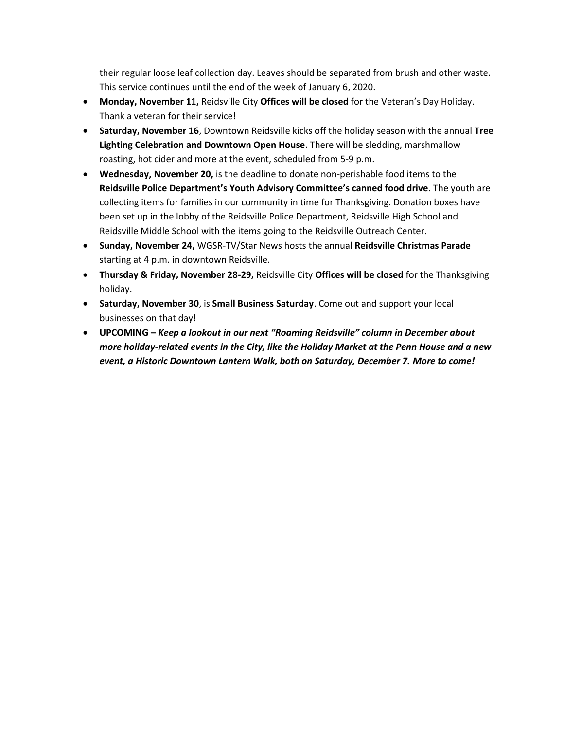their regular loose leaf collection day. Leaves should be separated from brush and other waste. This service continues until the end of the week of January 6, 2020.

- **Monday, November 11,** Reidsville City **Offices will be closed** for the Veteran's Day Holiday. Thank a veteran for their service!
- **Saturday, November 16**, Downtown Reidsville kicks off the holiday season with the annual **Tree Lighting Celebration and Downtown Open House**. There will be sledding, marshmallow roasting, hot cider and more at the event, scheduled from 5-9 p.m.
- **Wednesday, November 20,** is the deadline to donate non-perishable food items to the **Reidsville Police Department's Youth Advisory Committee's canned food drive**. The youth are collecting items for families in our community in time for Thanksgiving. Donation boxes have been set up in the lobby of the Reidsville Police Department, Reidsville High School and Reidsville Middle School with the items going to the Reidsville Outreach Center.
- **Sunday, November 24,** WGSR-TV/Star News hosts the annual **Reidsville Christmas Parade** starting at 4 p.m. in downtown Reidsville.
- **Thursday & Friday, November 28-29,** Reidsville City **Offices will be closed** for the Thanksgiving holiday.
- **Saturday, November 30**, is **Small Business Saturday**. Come out and support your local businesses on that day!
- **UPCOMING –** ***Keep a lookout in our next "Roaming Reidsville" column in December about more holiday-related events in the City, like the Holiday Market at the Penn House and a new event, a Historic Downtown Lantern Walk, both on Saturday, December 7. More to come!***